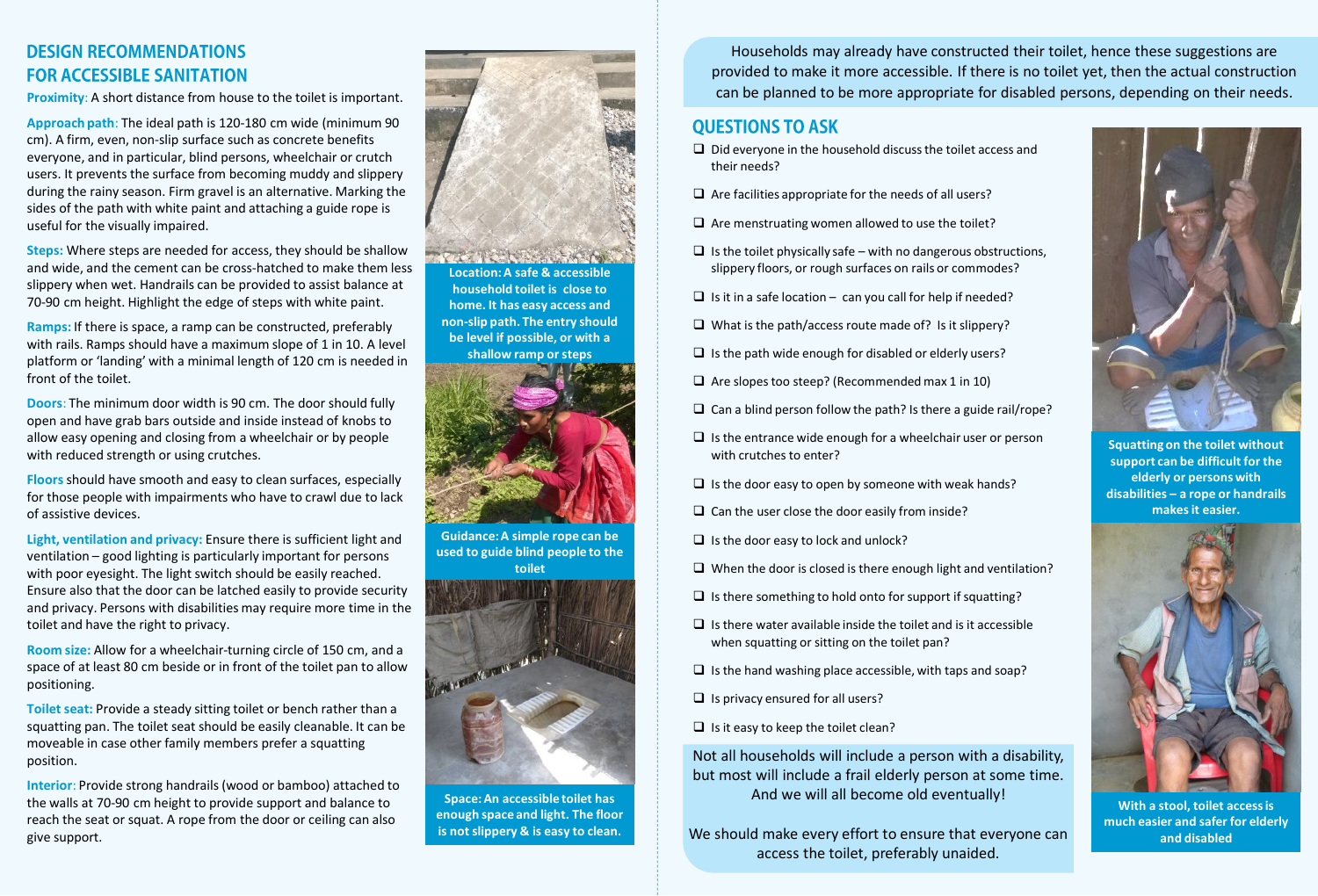## DESIGN RECOMMENDATIONS FOR ACCESSIBLE SANITATION

**Proximity**: A short distance from house to the toilet is important.

**Approach path**: The ideal path is 120-180 cm wide (minimum 90 cm). A firm, even, non-slip surface such as concrete benefits everyone, and in particular, blind persons, wheelchair or crutch users. It prevents the surface from becoming muddy and slippery during the rainy season. Firm gravel is an alternative. Marking the sides of the path with white paint and attaching a guide rope is useful for the visually impaired.

**Steps:** Where steps are needed for access, they should be shallow and wide, and the cement can be cross-hatched to make them less slippery when wet. Handrails can be provided to assist balance at 70-90 cm height. Highlight the edge of steps with white paint.

**Ramps:** If there is space, a ramp can be constructed, preferably with rails. Ramps should have a maximum slope of 1 in 10. A level platform or 'landing' with a minimal length of 120 cm is needed in front of the toilet.

**Doors**: The minimum door width is 90 cm. The door should fully open and have grab bars outside and inside instead of knobs to allow easy opening and closing from a wheelchair or by people with reduced strength or using crutches.

**Floors** should have smooth and easy to clean surfaces, especially for those people with impairments who have to crawl due to lack of assistive devices.

**Light, ventilation and privacy:** Ensure there is sufficient light and ventilation – good lighting is particularly important for persons with poor eyesight. The light switch should be easily reached. Ensure also that the door can be latched easily to provide security and privacy. Persons with disabilities may require more time in the toilet and have the right to privacy.

**Room size:** Allow for a wheelchair-turning circle of 150 cm, and a space of at least 80 cm beside or in front of the toilet pan to allow positioning.

**Toilet seat:** Provide a steady sitting toilet or bench rather than a squatting pan. The toilet seat should be easily cleanable. It can be moveable in case other family members prefer a squatting position.

**Interior**: Provide strong handrails (wood or bamboo) attached to the walls at 70-90 cm height to provide support and balance to reach the seat or squat. A rope from the door or ceiling can also give support.

**Location: A safe & accessible household toilet is close to home. It has easy access and non-slip path. The entry should be level if possible, or with a shallow ramp or steps**

**Guidance: A simple rope can be used to guide blind people to the toilet**

**Space: An accessible toilet has enough space and light. The floor is not slippery & is easy to clean.**

Households may already have constructed their toilet, hence these suggestions are provided to make it more accessible. If there is no toilet yet, then the actual construction can be planned to be more appropriate for disabled persons, depending on their needs.

## QUESTIONS TO ASK

- ❑ Did everyone in the household discuss the toilet access and their needs?
- ❑ Are facilities appropriate for the needs of all users?
- ❑ Are menstruating women allowed to use the toilet?
- ❑ Is the toilet physically safe – with no dangerous obstructions, slippery floors, or rough surfaces on rails or commodes?
- ❑ Is it in a safe location – can you call for help if needed?
- ❑ What is the path/access route made of? Is it slippery?
- ❑ Is the path wide enough for disabled or elderly users?
- ❑ Are slopes too steep? (Recommended max 1 in 10)
- ❑ Can a blind person follow the path? Is there a guide rail/rope?
- ❑ Is the entrance wide enough for a wheelchair user or person with crutches to enter?
- ❑ Is the door easy to open by someone with weak hands?
- ❑ Can the user close the door easily from inside?
- ❑ Is the door easy to lock and unlock?
- ❑ When the door is closed is there enough light and ventilation?
- ❑ Is there something to hold onto for support if squatting?
- ❑ Is there water available inside the toilet and is it accessible when squatting or sitting on the toilet pan?
- ❑ Is the hand washing place accessible, with taps and soap?
- ❑ Is privacy ensured for all users?
- ❑ Is it easy to keep the toilet clean?

Not all households will include a person with a disability, but most will include a frail elderly person at some time. And we will all become old eventually!

We should make every effort to ensure that everyone can access the toilet, preferably unaided.

**Squatting on the toilet without support can be difficult for the elderly or persons with disabilities – a rope or handrails makes it easier.**

**With a stool, toilet access is much easier and safer for elderly and disabled**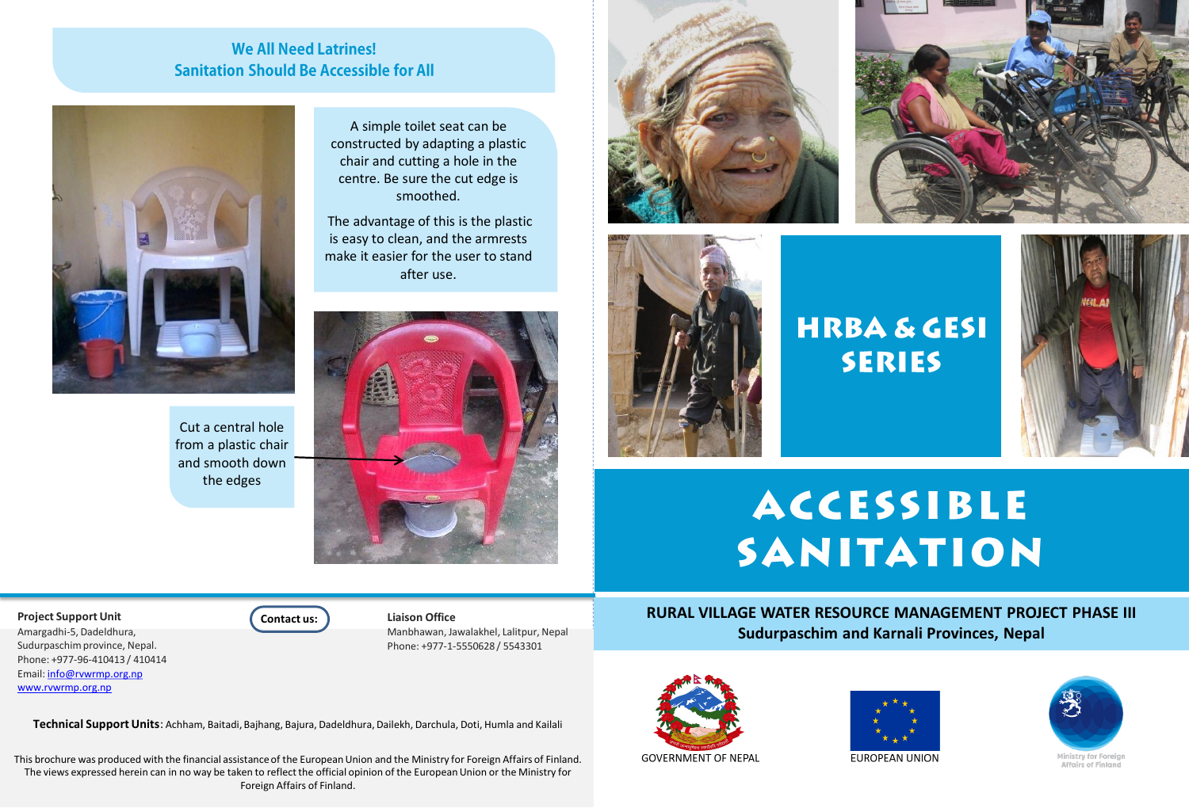## We All Need Latrines!
## Sanitation Should Be Accessible for All

A simple toilet seat can be constructed by adapting a plastic chair and cutting a hole in the centre. Be sure the cut edge is smoothed.

The advantage of this is the plastic is easy to clean, and the armrests make it easier for the user to stand after use.

Cut a central hole from a plastic chair and smooth down the edges

**Contact us:**

**Project Support Unit**
Amargadhi-5, Dadeldhura,
Sudurpaschim province, Nepal.
Phone: +977-96-410413 / 410414
Email: info@rvwrmp.org.np
www.rvwrmp.org.np

**Liaison Office**
Manbhawan, Jawalakhel, Lalitpur, Nepal
Phone: +977-1-5550628 / 5543301

**Technical Support Units**: Achham, Baitadi, Bajhang, Bajura, Dadeldhura, Dailekh, Darchula, Doti, Humla and Kailali

This brochure was produced with the financial assistance of the European Union and the Ministry for Foreign Affairs of Finland. The views expressed herein can in no way be taken to reflect the official opinion of the European Union or the Ministry for Foreign Affairs of Finland.

## HRBA & GESI SERIES

# ACCESSIBLE SANITATION

**RURAL VILLAGE WATER RESOURCE MANAGEMENT PROJECT PHASE III**
**Sudurpaschim and Karnali Provinces, Nepal**

GOVERNMENT OF NEPAL

EUROPEAN UNION

Ministry for Foreign Affairs of Finland